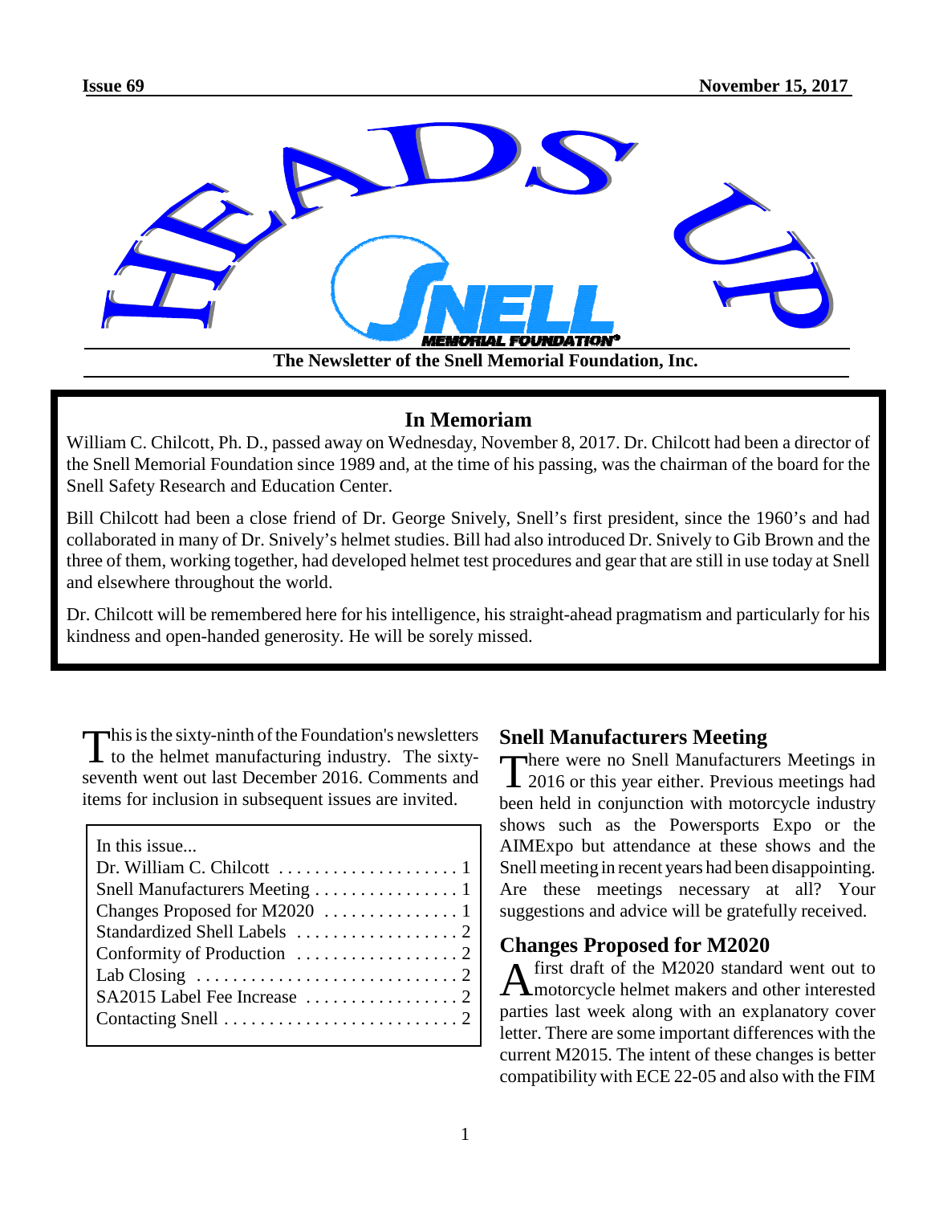Issue 69 | November 15, 2017

# HEADS UP

The Newsletter of the Snell Memorial Foundation, Inc.

## In Memoriam

William C. Chilcott, Ph. D., passed away on Wednesday, November 8, 2017. Dr. Chilcott had been a director of the Snell Memorial Foundation since 1989 and, at the time of his passing, was the chairman of the board for the Snell Safety Research and Education Center.

Bill Chilcott had been a close friend of Dr. George Snively, Snell's first president, since the 1960's and had collaborated in many of Dr. Snively's helmet studies. Bill had also introduced Dr. Snively to Gib Brown and the three of them, working together, had developed helmet test procedures and gear that are still in use today at Snell and elsewhere throughout the world.

Dr. Chilcott will be remembered here for his intelligence, his straight-ahead pragmatism and particularly for his kindness and open-handed generosity. He will be sorely missed.

This is the sixty-ninth of the Foundation's newsletters to the helmet manufacturing industry. The sixty-seventh went out last December 2016. Comments and items for inclusion in subsequent issues are invited.

| In this issue... | |
|---|---|
| Dr. William C. Chilcott | 1 |
| Snell Manufacturers Meeting | 1 |
| Changes Proposed for M2020 | 1 |
| Standardized Shell Labels | 2 |
| Conformity of Production | 2 |
| Lab Closing | 2 |
| SA2015 Label Fee Increase | 2 |
| Contacting Snell | 2 |

## Snell Manufacturers Meeting

There were no Snell Manufacturers Meetings in 2016 or this year either. Previous meetings had been held in conjunction with motorcycle industry shows such as the Powersports Expo or the AIMExpo but attendance at these shows and the Snell meeting in recent years had been disappointing. Are these meetings necessary at all? Your suggestions and advice will be gratefully received.

## Changes Proposed for M2020

A first draft of the M2020 standard went out to motorcycle helmet makers and other interested parties last week along with an explanatory cover letter. There are some important differences with the current M2015. The intent of these changes is better compatibility with ECE 22-05 and also with the FIM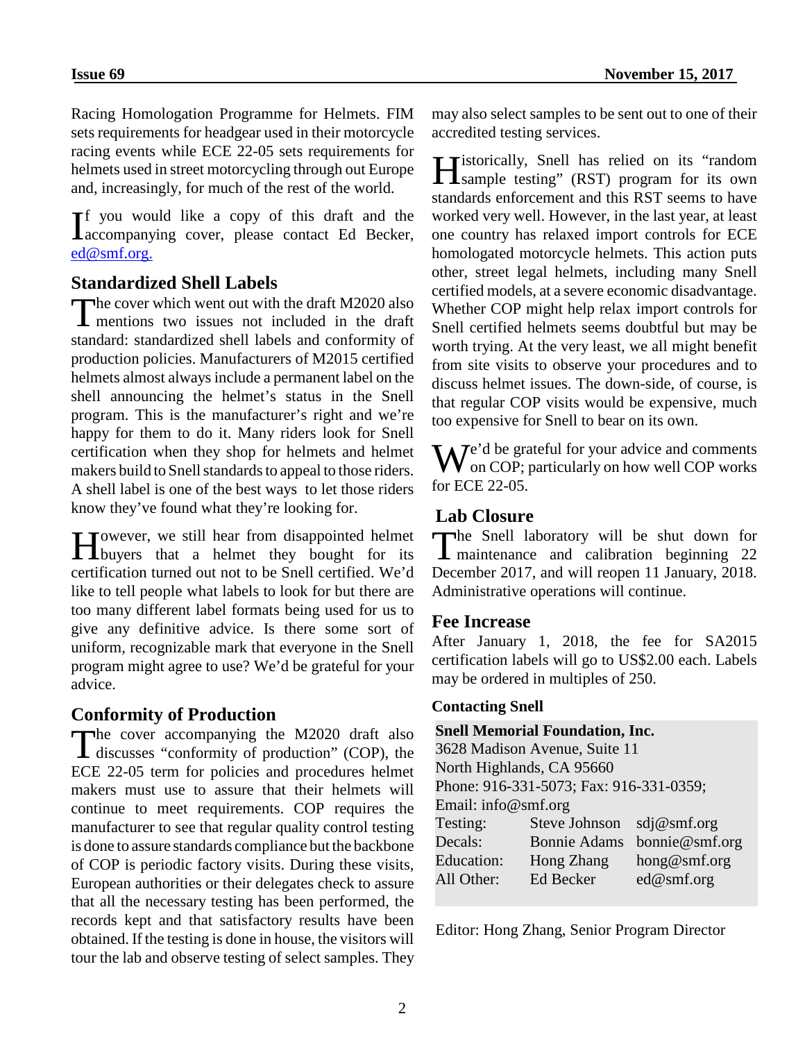Racing Homologation Programme for Helmets. FIM sets requirements for headgear used in their motorcycle racing events while ECE 22-05 sets requirements for helmets used in street motorcycling through out Europe and, increasingly, for much of the rest of the world.

If you would like a copy of this draft and the accompanying cover, please contact Ed Becker, ed@smf.org.

## Standardized Shell Labels

The cover which went out with the draft M2020 also mentions two issues not included in the draft standard: standardized shell labels and conformity of production policies. Manufacturers of M2015 certified helmets almost always include a permanent label on the shell announcing the helmet's status in the Snell program. This is the manufacturer's right and we're happy for them to do it. Many riders look for Snell certification when they shop for helmets and helmet makers build to Snell standards to appeal to those riders. A shell label is one of the best ways to let those riders know they've found what they're looking for.

However, we still hear from disappointed helmet buyers that a helmet they bought for its certification turned out not to be Snell certified. We'd like to tell people what labels to look for but there are too many different label formats being used for us to give any definitive advice. Is there some sort of uniform, recognizable mark that everyone in the Snell program might agree to use? We'd be grateful for your advice.

## Conformity of Production

The cover accompanying the M2020 draft also discusses "conformity of production" (COP), the ECE 22-05 term for policies and procedures helmet makers must use to assure that their helmets will continue to meet requirements. COP requires the manufacturer to see that regular quality control testing is done to assure standards compliance but the backbone of COP is periodic factory visits. During these visits, European authorities or their delegates check to assure that all the necessary testing has been performed, the records kept and that satisfactory results have been obtained. If the testing is done in house, the visitors will tour the lab and observe testing of select samples. They may also select samples to be sent out to one of their accredited testing services.

Historically, Snell has relied on its "random sample testing" (RST) program for its own standards enforcement and this RST seems to have worked very well. However, in the last year, at least one country has relaxed import controls for ECE homologated motorcycle helmets. This action puts other, street legal helmets, including many Snell certified models, at a severe economic disadvantage. Whether COP might help relax import controls for Snell certified helmets seems doubtful but may be worth trying. At the very least, we all might benefit from site visits to observe your procedures and to discuss helmet issues. The down-side, of course, is that regular COP visits would be expensive, much too expensive for Snell to bear on its own.

We'd be grateful for your advice and comments on COP; particularly on how well COP works for ECE 22-05.

## Lab Closure

The Snell laboratory will be shut down for maintenance and calibration beginning 22 December 2017, and will reopen 11 January, 2018. Administrative operations will continue.

## Fee Increase

After January 1, 2018, the fee for SA2015 certification labels will go to US$2.00 each. Labels may be ordered in multiples of 250.

### Contacting Snell

**Snell Memorial Foundation, Inc.**
3628 Madison Avenue, Suite 11
North Highlands, CA 95660
Phone: 916-331-5073; Fax: 916-331-0359;
Email: info@smf.org

| | | |
|---|---|---|
| Testing: | Steve Johnson | sdj@smf.org |
| Decals: | Bonnie Adams | bonnie@smf.org |
| Education: | Hong Zhang | hong@smf.org |
| All Other: | Ed Becker | ed@smf.org |

Editor: Hong Zhang, Senior Program Director